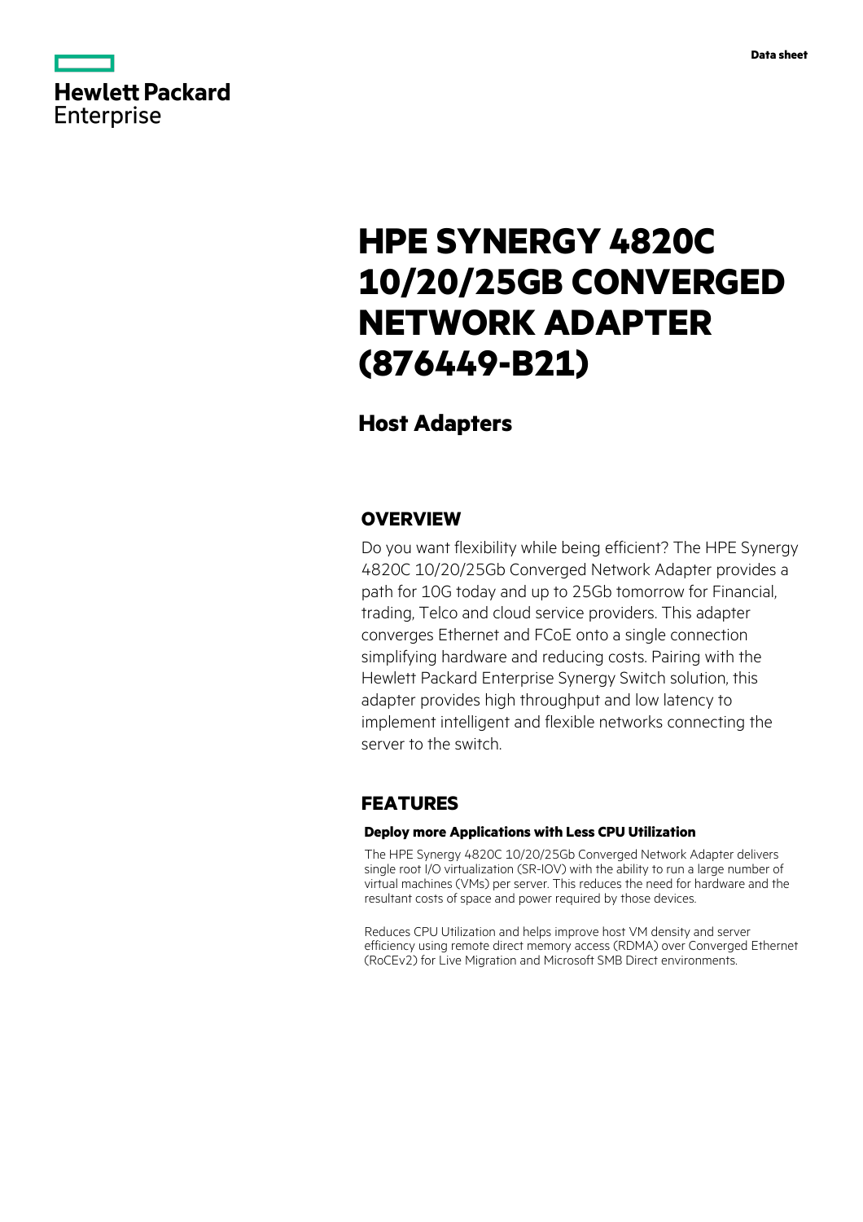Data sheet

Hewlett Packard Enterprise

# HPE SYNERGY 4820C 10/20/25GB CONVERGED NETWORK ADAPTER (876449-B21)

## Host Adapters

## OVERVIEW

Do you want flexibility while being efficient? The HPE Synergy 4820C 10/20/25Gb Converged Network Adapter provides a path for 10G today and up to 25Gb tomorrow for Financial, trading, Telco and cloud service providers. This adapter converges Ethernet and FCoE onto a single connection simplifying hardware and reducing costs. Pairing with the Hewlett Packard Enterprise Synergy Switch solution, this adapter provides high throughput and low latency to implement intelligent and flexible networks connecting the server to the switch.

## FEATURES

### Deploy more Applications with Less CPU Utilization

The HPE Synergy 4820C 10/20/25Gb Converged Network Adapter delivers single root I/O virtualization (SR-IOV) with the ability to run a large number of virtual machines (VMs) per server. This reduces the need for hardware and the resultant costs of space and power required by those devices.

Reduces CPU Utilization and helps improve host VM density and server efficiency using remote direct memory access (RDMA) over Converged Ethernet (RoCEv2) for Live Migration and Microsoft SMB Direct environments.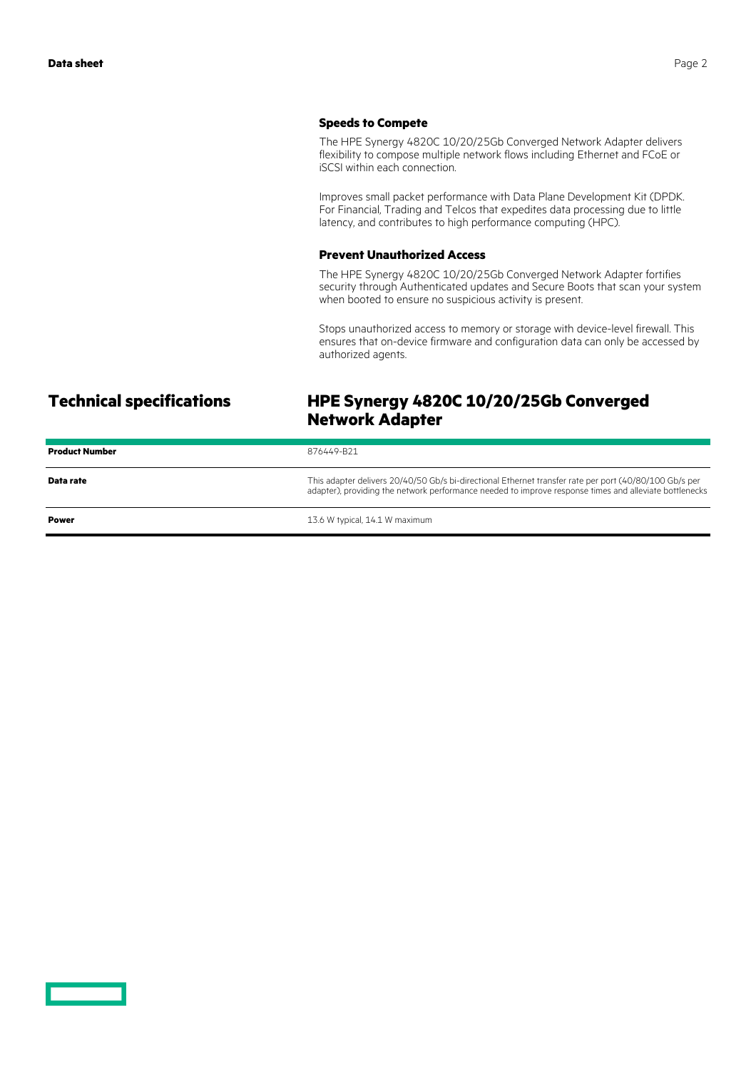### Speeds to Compete

The HPE Synergy 4820C 10/20/25Gb Converged Network Adapter delivers flexibility to compose multiple network flows including Ethernet and FCoE or iSCSI within each connection.

Improves small packet performance with Data Plane Development Kit (DPDK. For Financial, Trading and Telcos that expedites data processing due to little latency, and contributes to high performance computing (HPC).

### Prevent Unauthorized Access

The HPE Synergy 4820C 10/20/25Gb Converged Network Adapter fortifies security through Authenticated updates and Secure Boots that scan your system when booted to ensure no suspicious activity is present.

Stops unauthorized access to memory or storage with device-level firewall. This ensures that on-device firmware and configuration data can only be accessed by authorized agents.

## Technical specifications

## HPE Synergy 4820C 10/20/25Gb Converged Network Adapter

| | |
|---|---|
| **Product Number** | 876449-B21 |
| **Data rate** | This adapter delivers 20/40/50 Gb/s bi-directional Ethernet transfer rate per port (40/80/100 Gb/s per adapter), providing the network performance needed to improve response times and alleviate bottlenecks |
| **Power** | 13.6 W typical, 14.1 W maximum |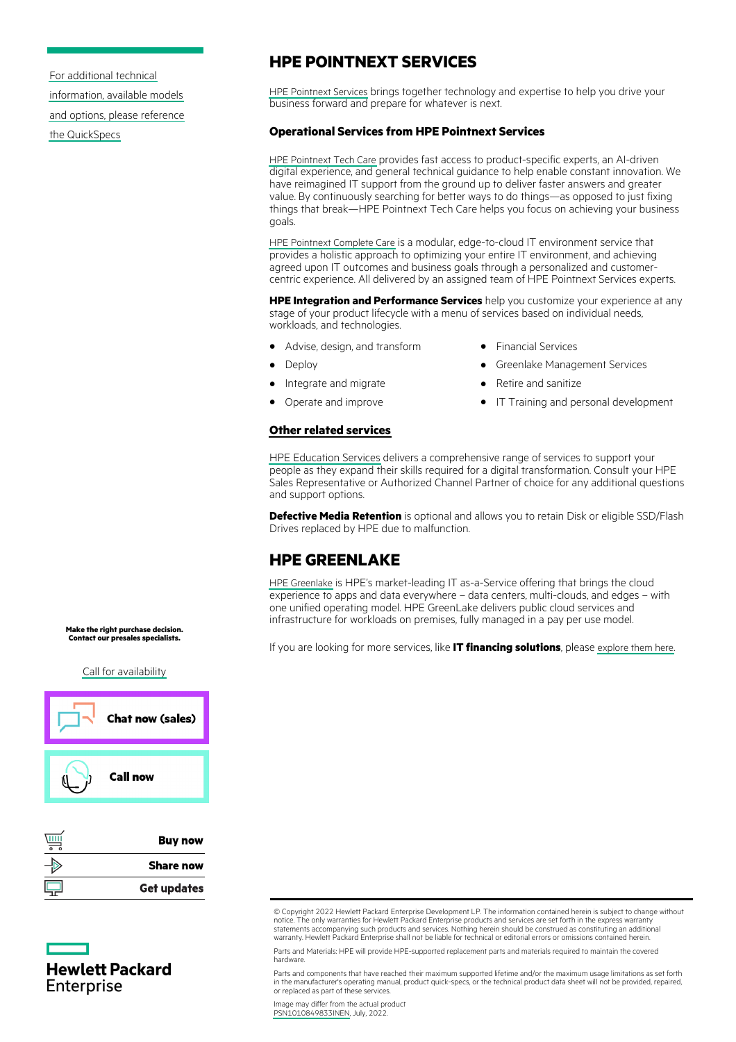For additional technical information, available models and options, please reference the QuickSpecs

## HPE POINTNEXT SERVICES

HPE Pointnext Services brings together technology and expertise to help you drive your business forward and prepare for whatever is next.

### Operational Services from HPE Pointnext Services

HPE Pointnext Tech Care provides fast access to product-specific experts, an AI-driven digital experience, and general technical guidance to help enable constant innovation. We have reimagined IT support from the ground up to deliver faster answers and greater value. By continuously searching for better ways to do things—as opposed to just fixing things that break—HPE Pointnext Tech Care helps you focus on achieving your business goals.

HPE Pointnext Complete Care is a modular, edge-to-cloud IT environment service that provides a holistic approach to optimizing your entire IT environment, and achieving agreed upon IT outcomes and business goals through a personalized and customer-centric experience. All delivered by an assigned team of HPE Pointnext Services experts.

**HPE Integration and Performance Services** help you customize your experience at any stage of your product lifecycle with a menu of services based on individual needs, workloads, and technologies.

- Advise, design, and transform
- Deploy
- Integrate and migrate
- Operate and improve
- Financial Services
- Greenlake Management Services
- Retire and sanitize
- IT Training and personal development

### Other related services

HPE Education Services delivers a comprehensive range of services to support your people as they expand their skills required for a digital transformation. Consult your HPE Sales Representative or Authorized Channel Partner of choice for any additional questions and support options.

**Defective Media Retention** is optional and allows you to retain Disk or eligible SSD/Flash Drives replaced by HPE due to malfunction.

## HPE GREENLAKE

HPE Greenlake is HPE's market-leading IT as-a-Service offering that brings the cloud experience to apps and data everywhere – data centers, multi-clouds, and edges – with one unified operating model. HPE GreenLake delivers public cloud services and infrastructure for workloads on premises, fully managed in a pay per use model.

If you are looking for more services, like **IT financing solutions**, please explore them here.

**Make the right purchase decision. Contact our presales specialists.**

Call for availability

Chat now (sales)

Call now

Buy now

Share now

Get updates

Hewlett Packard Enterprise

© Copyright 2022 Hewlett Packard Enterprise Development LP. The information contained herein is subject to change without notice. The only warranties for Hewlett Packard Enterprise products and services are set forth in the express warranty statements accompanying such products and services. Nothing herein should be construed as constituting an additional warranty. Hewlett Packard Enterprise shall not be liable for technical or editorial errors or omissions contained herein.

Parts and Materials: HPE will provide HPE-supported replacement parts and materials required to maintain the covered hardware.

Parts and components that have reached their maximum supported lifetime and/or the maximum usage limitations as set forth in the manufacturer's operating manual, product quick-specs, or the technical product data sheet will not be provided, repaired, or replaced as part of these services.

Image may differ from the actual product

PSN1010849833INEN, July, 2022.